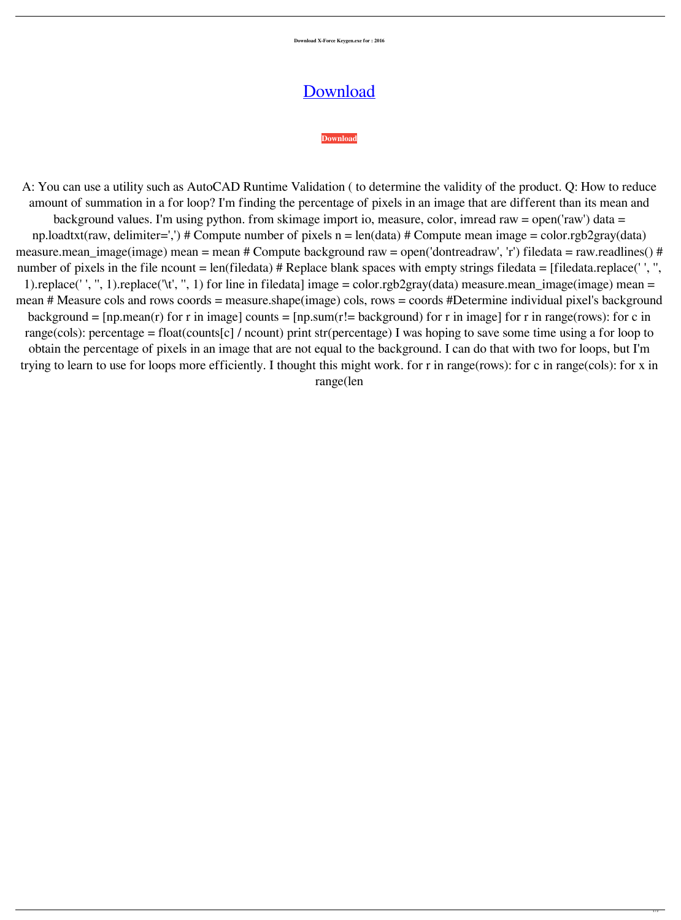**Download X-Force Keygen.exe for : 2016**

# Download

**Download**

A: You can use a utility such as AutoCAD Runtime Validation ( to determine the validity of the product. Q: How to reduce amount of summation in a for loop? I'm finding the percentage of pixels in an image that are different than its mean and background values. I'm using python. from skimage import io, measure, color, imread raw = open('raw') data = np.loadtxt(raw, delimiter=',') # Compute number of pixels n = len(data) # Compute mean image = color.rgb2gray(data) measure.mean_image(image) mean = mean # Compute background raw = open('dontreadraw', 'r') filedata = raw.readlines() # number of pixels in the file ncount = len(filedata) # Replace blank spaces with empty strings filedata = [filedata.replace(' ', '', 1).replace(' ', '', 1).replace('\t', '', 1) for line in filedata] image = color.rgb2gray(data) measure.mean_image(image) mean = mean # Measure cols and rows coords = measure.shape(image) cols, rows = coords #Determine individual pixel's background background = [np.mean(r) for r in image] counts = [np.sum(r!= background) for r in image] for r in range(rows): for c in range(cols): percentage = float(counts[c] / ncount) print str(percentage) I was hoping to save some time using a for loop to obtain the percentage of pixels in an image that are not equal to the background. I can do that with two for loops, but I'm trying to learn to use for loops more efficiently. I thought this might work. for r in range(rows): for c in range(cols): for x in range(len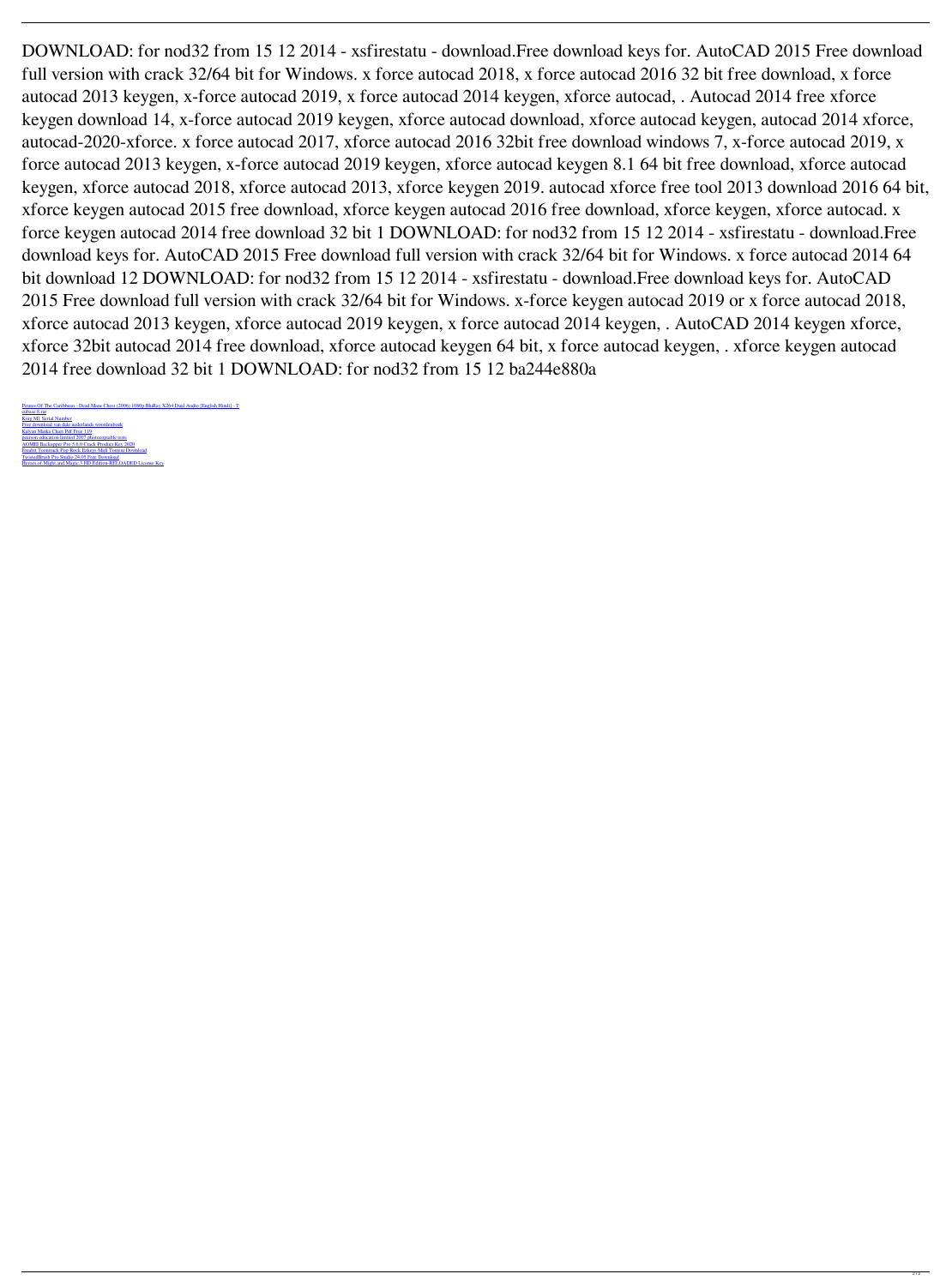DOWNLOAD: for nod32 from 15 12 2014 - xsfirestatu - download.Free download keys for. AutoCAD 2015 Free download full version with crack 32/64 bit for Windows. x force autocad 2018, x force autocad 2016 32 bit free download, x force autocad 2013 keygen, x-force autocad 2019, x force autocad 2014 keygen, xforce autocad, . Autocad 2014 free xforce keygen download 14, x-force autocad 2019 keygen, xforce autocad download, xforce autocad keygen, autocad 2014 xforce, autocad-2020-xforce. x force autocad 2017, xforce autocad 2016 32bit free download windows 7, x-force autocad 2019, x force autocad 2013 keygen, x-force autocad 2019 keygen, xforce autocad keygen 8.1 64 bit free download, xforce autocad keygen, xforce autocad 2018, xforce autocad 2013, xforce keygen 2019. autocad xforce free tool 2013 download 2016 64 bit, xforce keygen autocad 2015 free download, xforce keygen autocad 2016 free download, xforce keygen, xforce autocad. x force keygen autocad 2014 free download 32 bit 1 DOWNLOAD: for nod32 from 15 12 2014 - xsfirestatu - download.Free download keys for. AutoCAD 2015 Free download full version with crack 32/64 bit for Windows. x force autocad 2014 64 bit download 12 DOWNLOAD: for nod32 from 15 12 2014 - xsfirestatu - download.Free download keys for. AutoCAD 2015 Free download full version with crack 32/64 bit for Windows. x-force keygen autocad 2019 or x force autocad 2018, xforce autocad 2013 keygen, xforce autocad 2019 keygen, x force autocad 2014 keygen, . AutoCAD 2014 keygen xforce, xforce 32bit autocad 2014 free download, xforce autocad keygen 64 bit, x force autocad keygen, . xforce keygen autocad 2014 free download 32 bit 1 DOWNLOAD: for nod32 from 15 12 ba244e880a

Pirates Of The Caribbean - Dead Mans Chest (2006) 1080p BluRay X264 Dual Audio [English Hindi] - T
cubase 8.rar
Korg M1 Serial Number
Free download van dale nederlands woordenboek
Kalyan Matka Chart Pdf Free 119
pearson education limited 2007 photocopiable tests
AOMEI Backupper Pro 5.6.0 Crack Product Key 2020
Estabbi Tonetrack Pop Rock Tokyo Midi Torrent Download
TwistedBrush Pro Studio 24.08 Free Download
Heroes of Might and Magic 3 HD Edition-RELOADED License Key